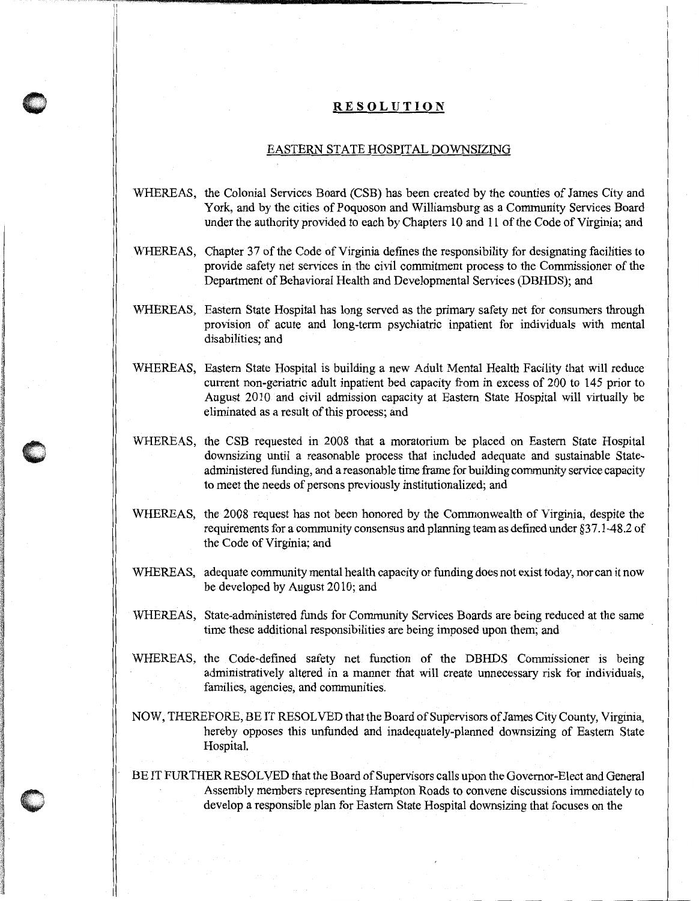# RESOLUTION

## EASTERN STATE HOSPITAL DOWNSIZING

WHEREAS, the Colonial Services Board (CSB) has been created by the counties of James City and York, and by the cities of Poquoson and Williamsburg as a Community Services Board under the authority provided to each by Chapters 10 and 11 of the Code of Virginia; and

WHEREAS, Chapter 37 of the Code of Virginia defines the responsibility for designating facilities to provide safety net services in the civil commitment process to the Commissioner of the Department of Behavioral Health and Developmental Services (DBHDS); and

WHEREAS, Eastern State Hospital has long served as the primary safety net for consumers through provision of acute and long-term psychiatric inpatient for individuals with mental disabilities; and

WHEREAS, Eastern State Hospital is building a new Adult Mental Health Facility that will reduce current non-geriatric adult inpatient bed capacity from in excess of 200 to 145 prior to August 2010 and civil admission capacity at Eastern State Hospital will virtually be eliminated as a result of this process; and

WHEREAS, the CSB requested in 2008 that a moratorium be placed on Eastern State Hospital downsizing until a reasonable process that included adequate and sustainable State-administered funding, and a reasonable time frame for building community service capacity to meet the needs of persons previously institutionalized; and

WHEREAS, the 2008 request has not been honored by the Commonwealth of Virginia, despite the requirements for a community consensus and planning team as defined under §37.1-48.2 of the Code of Virginia; and

WHEREAS, adequate community mental health capacity or funding does not exist today, nor can it now be developed by August 2010; and

WHEREAS, State-administered funds for Community Services Boards are being reduced at the same time these additional responsibilities are being imposed upon them; and

WHEREAS, the Code-defined safety net function of the DBHDS Commissioner is being administratively altered in a manner that will create unnecessary risk for individuals, families, agencies, and communities.

NOW, THEREFORE, BE IT RESOLVED that the Board of Supervisors of James City County, Virginia, hereby opposes this unfunded and inadequately-planned downsizing of Eastern State Hospital.

BE IT FURTHER RESOLVED that the Board of Supervisors calls upon the Governor-Elect and General Assembly members representing Hampton Roads to convene discussions immediately to develop a responsible plan for Eastern State Hospital downsizing that focuses on the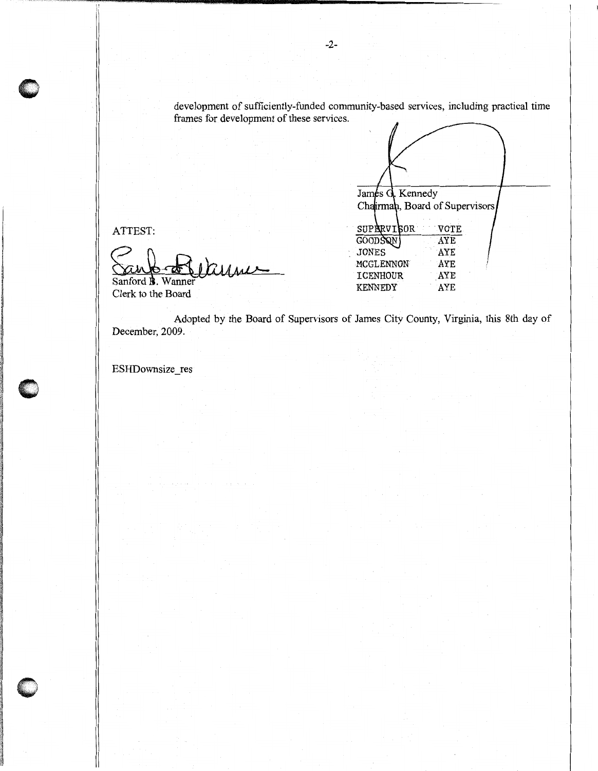development of sufficiently-funded community-based services, including practical time frames for development of these services.

James G. Kennedy
Chairman, Board of Supervisors

| SUPERVISOR | VOTE |
|---|---|
| GOODSON | AYE |
| JONES | AYE |
| MCGLENNON | AYE |
| ICENHOUR | AYE |
| KENNEDY | AYE |

ATTEST:

Sanford B. Wanner
Clerk to the Board

Adopted by the Board of Supervisors of James City County, Virginia, this 8th day of December, 2009.

ESHDownsize_res